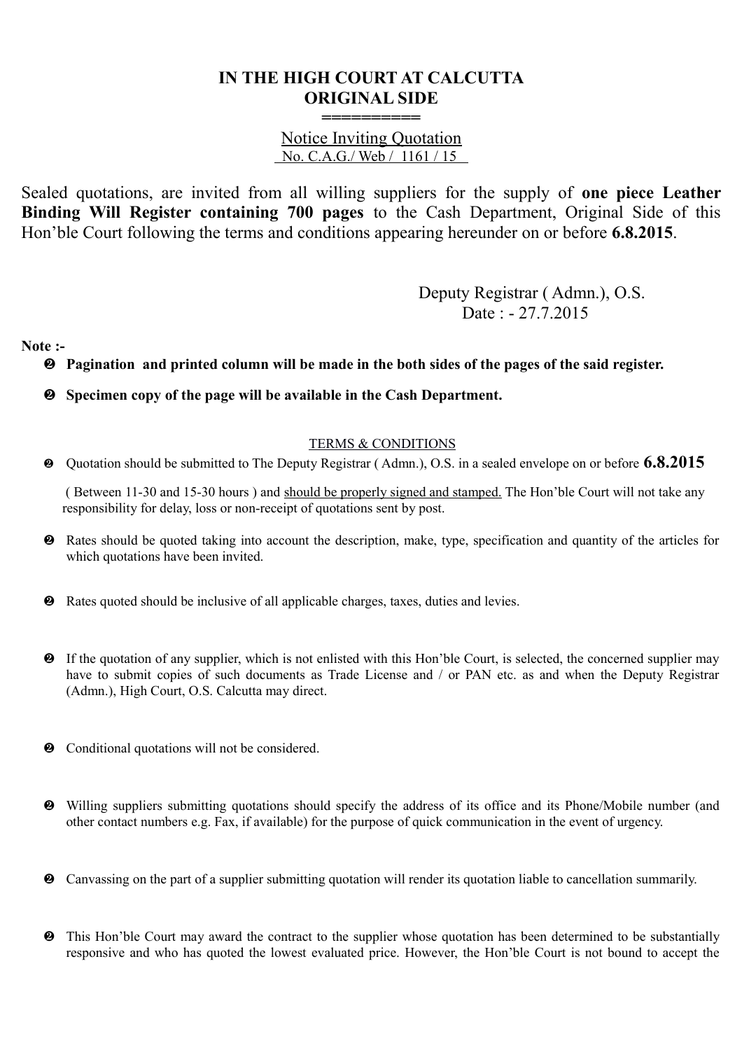# IN THE HIGH COURT AT CALCUTTA
## ORIGINAL SIDE

==========

Notice Inviting Quotation

No. C.A.G./ Web / 1161 / 15

Sealed quotations, are invited from all willing suppliers for the supply of **one piece Leather Binding Will Register containing 700 pages** to the Cash Department, Original Side of this Hon'ble Court following the terms and conditions appearing hereunder on or before **6.8.2015**.

Deputy Registrar ( Admn.), O.S.
Date : - 27.7.2015

**Note :-**

- **Pagination and printed column will be made in the both sides of the pages of the said register.**
- **Specimen copy of the page will be available in the Cash Department.**

TERMS & CONDITIONS

- Quotation should be submitted to The Deputy Registrar ( Admn.), O.S. in a sealed envelope on or before **6.8.2015** ( Between 11-30 and 15-30 hours ) and should be properly signed and stamped. The Hon'ble Court will not take any responsibility for delay, loss or non-receipt of quotations sent by post.
- Rates should be quoted taking into account the description, make, type, specification and quantity of the articles for which quotations have been invited.
- Rates quoted should be inclusive of all applicable charges, taxes, duties and levies.
- If the quotation of any supplier, which is not enlisted with this Hon'ble Court, is selected, the concerned supplier may have to submit copies of such documents as Trade License and / or PAN etc. as and when the Deputy Registrar (Admn.), High Court, O.S. Calcutta may direct.
- Conditional quotations will not be considered.
- Willing suppliers submitting quotations should specify the address of its office and its Phone/Mobile number (and other contact numbers e.g. Fax, if available) for the purpose of quick communication in the event of urgency.
- Canvassing on the part of a supplier submitting quotation will render its quotation liable to cancellation summarily.
- This Hon'ble Court may award the contract to the supplier whose quotation has been determined to be substantially responsive and who has quoted the lowest evaluated price. However, the Hon'ble Court is not bound to accept the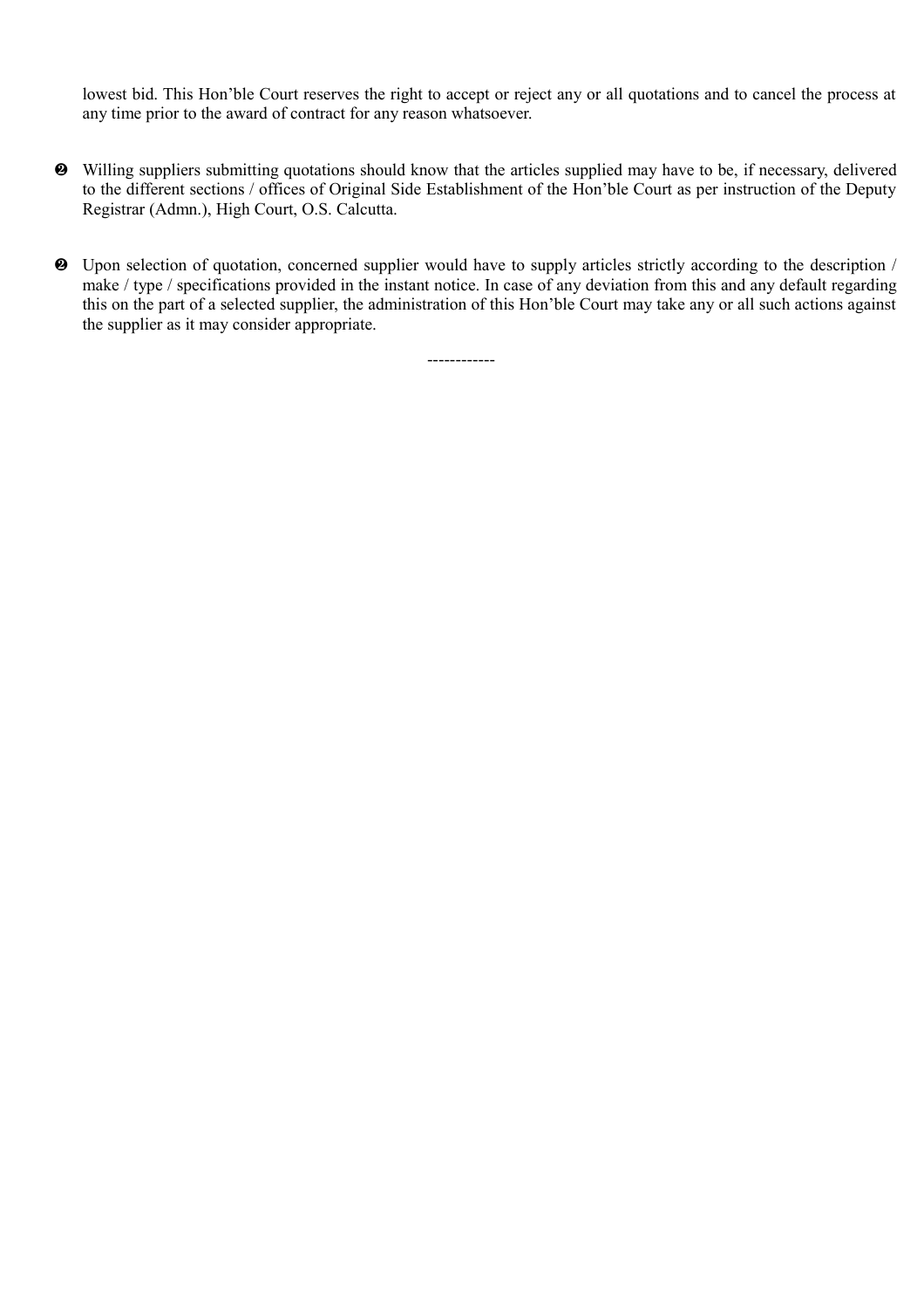lowest bid. This Hon'ble Court reserves the right to accept or reject any or all quotations and to cancel the process at any time prior to the award of contract for any reason whatsoever.

❷ Willing suppliers submitting quotations should know that the articles supplied may have to be, if necessary, delivered to the different sections / offices of Original Side Establishment of the Hon'ble Court as per instruction of the Deputy Registrar (Admn.), High Court, O.S. Calcutta.

❷ Upon selection of quotation, concerned supplier would have to supply articles strictly according to the description / make / type / specifications provided in the instant notice. In case of any deviation from this and any default regarding this on the part of a selected supplier, the administration of this Hon'ble Court may take any or all such actions against the supplier as it may consider appropriate.

------------